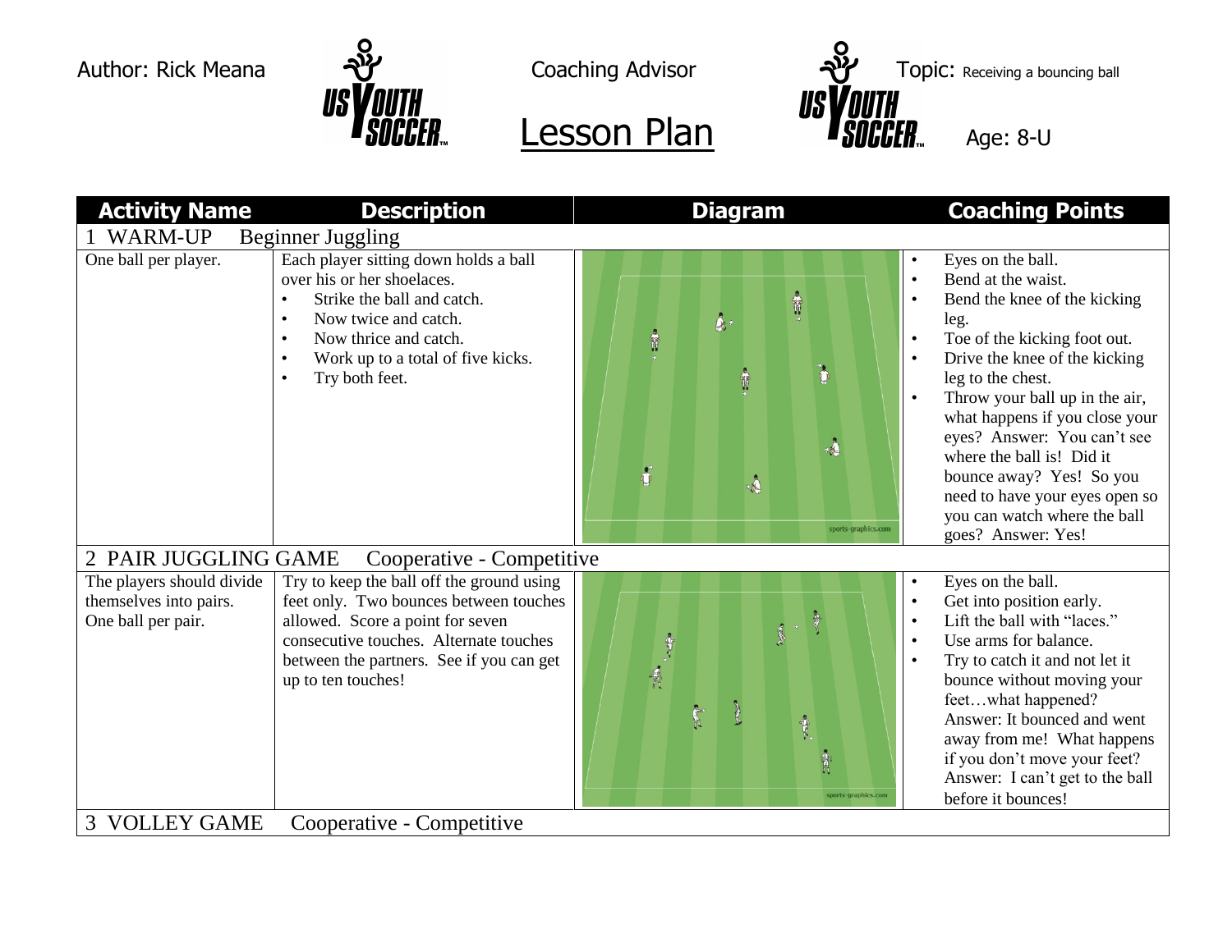Author: Rick Meana | Coaching Advisor | Topic: Receiving a bouncing ball

# Lesson Plan

Age: 8-U

| Activity Name | Description | Diagram | Coaching Points |
|---|---|---|---|
| **1 WARM-UP Beginner Juggling** | | | |
| One ball per player. | Each player sitting down holds a ball over his or her shoelaces.<br>• Strike the ball and catch.<br>• Now twice and catch.<br>• Now thrice and catch.<br>• Work up to a total of five kicks.<br>• Try both feet. | | • Eyes on the ball.<br>• Bend at the waist.<br>• Bend the knee of the kicking leg.<br>• Toe of the kicking foot out.<br>• Drive the knee of the kicking leg to the chest.<br>• Throw your ball up in the air, what happens if you close your eyes? Answer: You can't see where the ball is! Did it bounce away? Yes! So you need to have your eyes open so you can watch where the ball goes? Answer: Yes! |
| **2 PAIR JUGGLING GAME Cooperative - Competitive** | | | |
| The players should divide themselves into pairs. One ball per pair. | Try to keep the ball off the ground using feet only. Two bounces between touches allowed. Score a point for seven consecutive touches. Alternate touches between the partners. See if you can get up to ten touches! | | • Eyes on the ball.<br>• Get into position early.<br>• Lift the ball with "laces."<br>• Use arms for balance.<br>• Try to catch it and not let it bounce without moving your feet…what happened? Answer: It bounced and went away from me! What happens if you don't move your feet? Answer: I can't get to the ball before it bounces! |
| **3 VOLLEY GAME Cooperative - Competitive** | | | |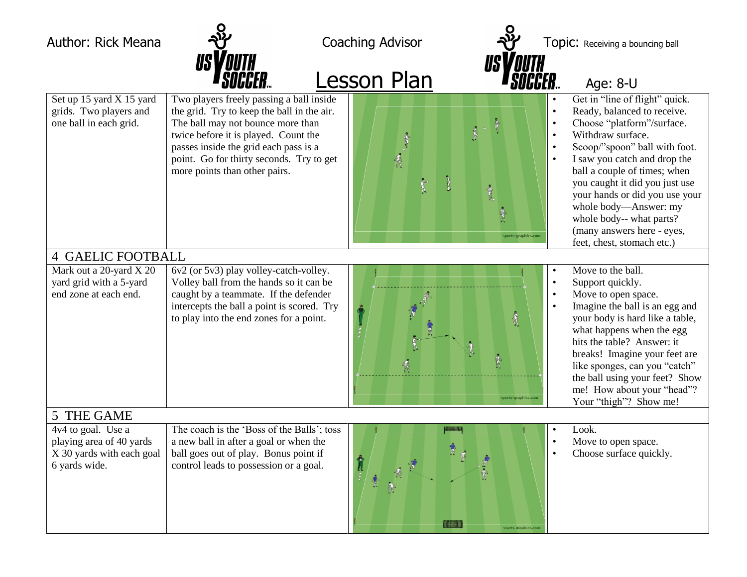Author: Rick Meana | Coaching Advisor | Topic: Receiving a bouncing ball

# Lesson Plan

Age: 8-U

| Organization | Description | Diagram | Coaching Points |
| --- | --- | --- | --- |
| Set up 15 yard X 15 yard grids. Two players and one ball in each grid. | Two players freely passing a ball inside the grid. Try to keep the ball in the air. The ball may not bounce more than twice before it is played. Count the passes inside the grid each pass is a point. Go for thirty seconds. Try to get more points than other pairs. | | • Get in "line of flight" quick.<br>• Ready, balanced to receive.<br>• Choose "platform"/surface.<br>• Withdraw surface.<br>• Scoop/"spoon" ball with foot.<br>• I saw you catch and drop the ball a couple of times; when you caught it did you just use your hands or did you use your whole body—Answer: my whole body-- what parts? (many answers here - eyes, feet, chest, stomach etc.) |
| **4 GAELIC FOOTBALL** | | | |
| Mark out a 20-yard X 20 yard grid with a 5-yard end zone at each end. | 6v2 (or 5v3) play volley-catch-volley. Volley ball from the hands so it can be caught by a teammate. If the defender intercepts the ball a point is scored. Try to play into the end zones for a point. | | • Move to the ball.<br>• Support quickly.<br>• Move to open space.<br>• Imagine the ball is an egg and your body is hard like a table, what happens when the egg hits the table? Answer: it breaks! Imagine your feet are like sponges, can you "catch" the ball using your feet? Show me! How about your "head"? Your "thigh"? Show me! |
| **5 THE GAME** | | | |
| 4v4 to goal. Use a playing area of 40 yards X 30 yards with each goal 6 yards wide. | The coach is the 'Boss of the Balls'; toss a new ball in after a goal or when the ball goes out of play. Bonus point if control leads to possession or a goal. | | • Look.<br>• Move to open space.<br>• Choose surface quickly. |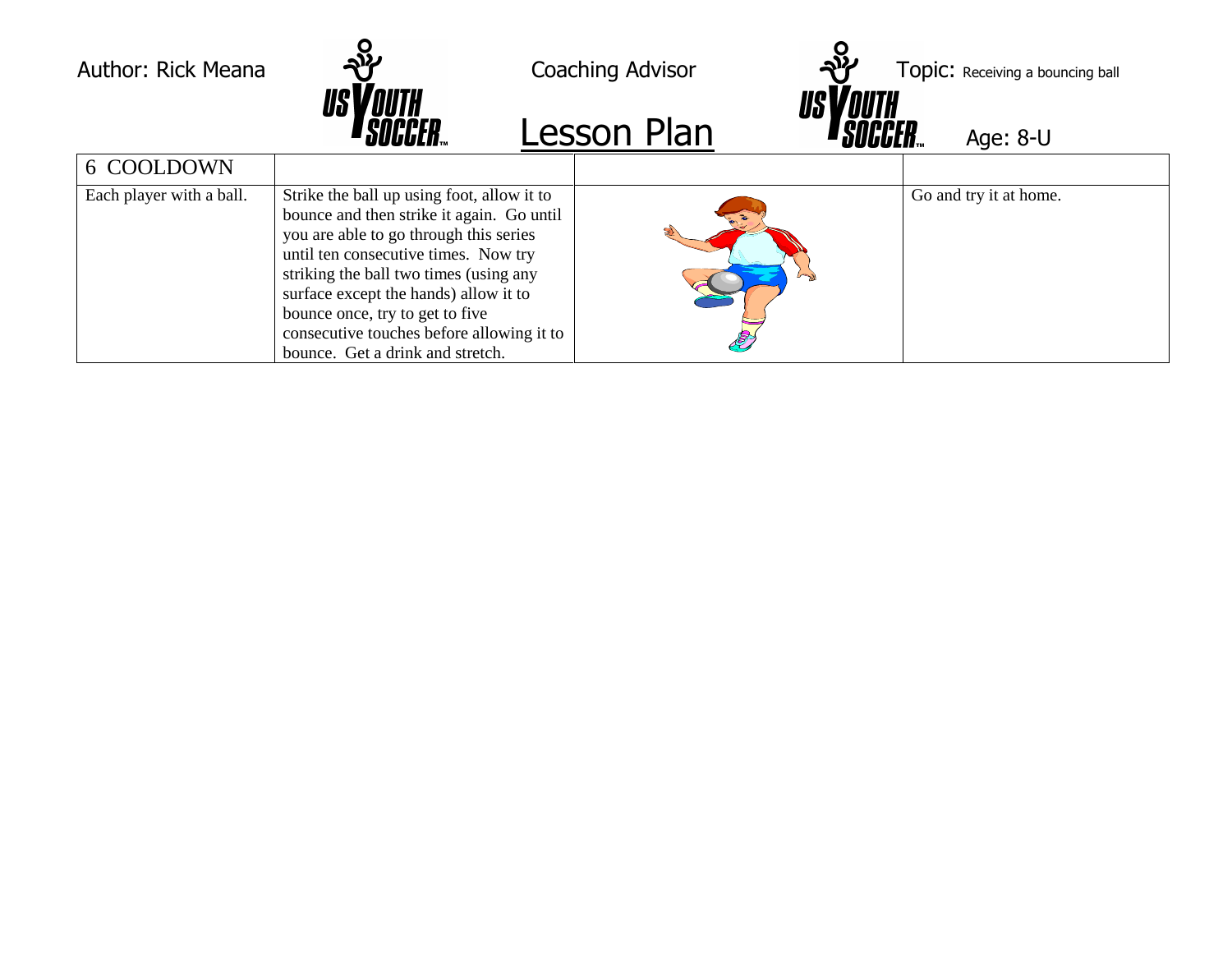Author: Rick Meana Coaching Advisor Topic: Receiving a bouncing ball

# Lesson Plan

Age: 8-U

| 6 COOLDOWN | | | |
|---|---|---|---|
| Each player with a ball. | Strike the ball up using foot, allow it to bounce and then strike it again. Go until you are able to go through this series until ten consecutive times. Now try striking the ball two times (using any surface except the hands) allow it to bounce once, try to get to five consecutive touches before allowing it to bounce. Get a drink and stretch. | | Go and try it at home. |